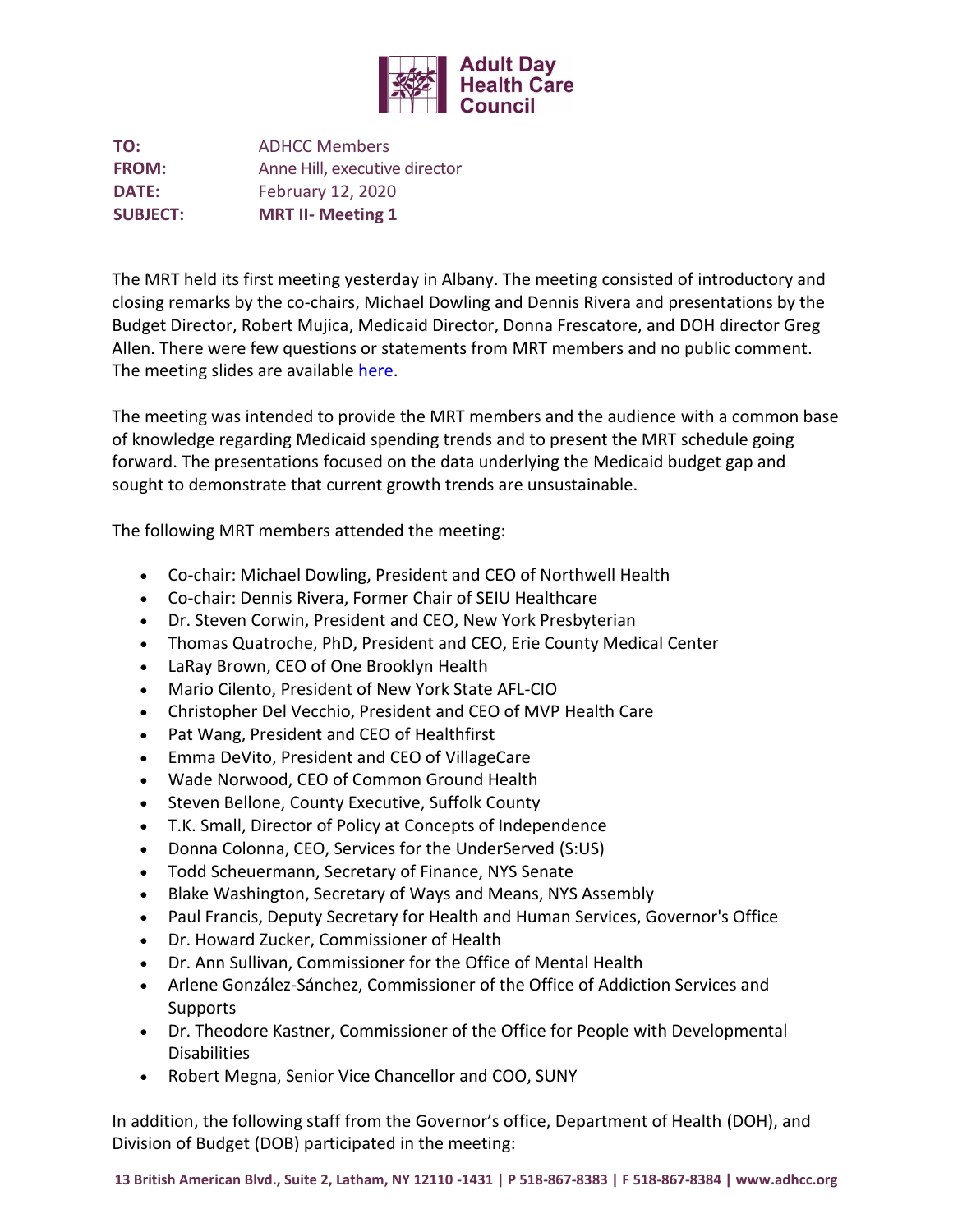Adult Day Health Care Council

**TO:** ADHCC Members
**FROM:** Anne Hill, executive director
**DATE:** February 12, 2020
**SUBJECT:** **MRT II- Meeting 1**

The MRT held its first meeting yesterday in Albany. The meeting consisted of introductory and closing remarks by the co-chairs, Michael Dowling and Dennis Rivera and presentations by the Budget Director, Robert Mujica, Medicaid Director, Donna Frescatore, and DOH director Greg Allen. There were few questions or statements from MRT members and no public comment. The meeting slides are available here.

The meeting was intended to provide the MRT members and the audience with a common base of knowledge regarding Medicaid spending trends and to present the MRT schedule going forward. The presentations focused on the data underlying the Medicaid budget gap and sought to demonstrate that current growth trends are unsustainable.

The following MRT members attended the meeting:

- Co-chair: Michael Dowling, President and CEO of Northwell Health
- Co-chair: Dennis Rivera, Former Chair of SEIU Healthcare
- Dr. Steven Corwin, President and CEO, New York Presbyterian
- Thomas Quatroche, PhD, President and CEO, Erie County Medical Center
- LaRay Brown, CEO of One Brooklyn Health
- Mario Cilento, President of New York State AFL-CIO
- Christopher Del Vecchio, President and CEO of MVP Health Care
- Pat Wang, President and CEO of Healthfirst
- Emma DeVito, President and CEO of VillageCare
- Wade Norwood, CEO of Common Ground Health
- Steven Bellone, County Executive, Suffolk County
- T.K. Small, Director of Policy at Concepts of Independence
- Donna Colonna, CEO, Services for the UnderServed (S:US)
- Todd Scheuermann, Secretary of Finance, NYS Senate
- Blake Washington, Secretary of Ways and Means, NYS Assembly
- Paul Francis, Deputy Secretary for Health and Human Services, Governor's Office
- Dr. Howard Zucker, Commissioner of Health
- Dr. Ann Sullivan, Commissioner for the Office of Mental Health
- Arlene González-Sánchez, Commissioner of the Office of Addiction Services and Supports
- Dr. Theodore Kastner, Commissioner of the Office for People with Developmental Disabilities
- Robert Megna, Senior Vice Chancellor and COO, SUNY

In addition, the following staff from the Governor's office, Department of Health (DOH), and Division of Budget (DOB) participated in the meeting: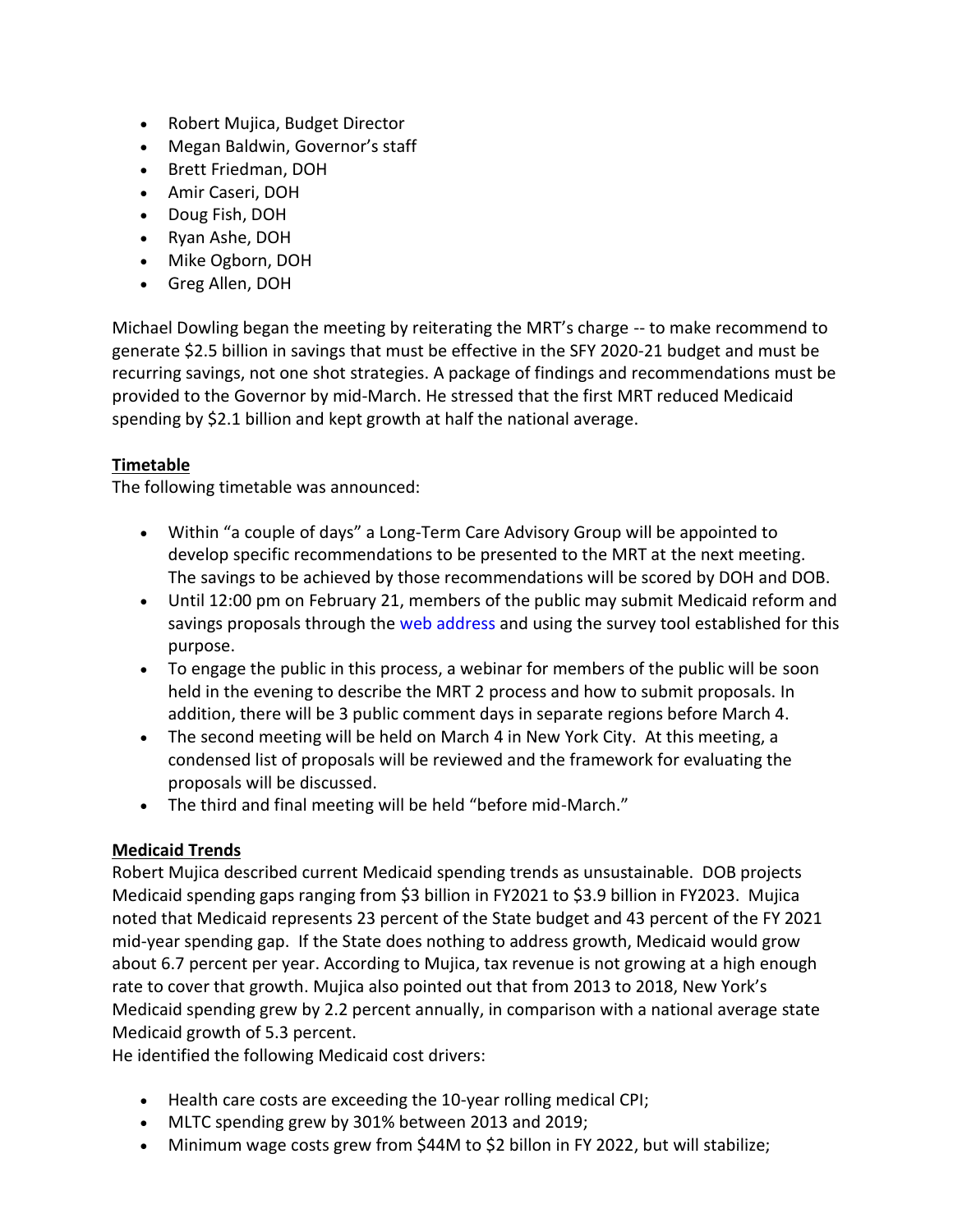- Robert Mujica, Budget Director
- Megan Baldwin, Governor's staff
- Brett Friedman, DOH
- Amir Caseri, DOH
- Doug Fish, DOH
- Ryan Ashe, DOH
- Mike Ogborn, DOH
- Greg Allen, DOH

Michael Dowling began the meeting by reiterating the MRT's charge -- to make recommend to generate $2.5 billion in savings that must be effective in the SFY 2020-21 budget and must be recurring savings, not one shot strategies. A package of findings and recommendations must be provided to the Governor by mid-March. He stressed that the first MRT reduced Medicaid spending by $2.1 billion and kept growth at half the national average.

**Timetable**

The following timetable was announced:

- Within "a couple of days" a Long-Term Care Advisory Group will be appointed to develop specific recommendations to be presented to the MRT at the next meeting. The savings to be achieved by those recommendations will be scored by DOH and DOB.
- Until 12:00 pm on February 21, members of the public may submit Medicaid reform and savings proposals through the web address and using the survey tool established for this purpose.
- To engage the public in this process, a webinar for members of the public will be soon held in the evening to describe the MRT 2 process and how to submit proposals. In addition, there will be 3 public comment days in separate regions before March 4.
- The second meeting will be held on March 4 in New York City. At this meeting, a condensed list of proposals will be reviewed and the framework for evaluating the proposals will be discussed.
- The third and final meeting will be held "before mid-March."

**Medicaid Trends**

Robert Mujica described current Medicaid spending trends as unsustainable. DOB projects Medicaid spending gaps ranging from $3 billion in FY2021 to $3.9 billion in FY2023. Mujica noted that Medicaid represents 23 percent of the State budget and 43 percent of the FY 2021 mid-year spending gap. If the State does nothing to address growth, Medicaid would grow about 6.7 percent per year. According to Mujica, tax revenue is not growing at a high enough rate to cover that growth. Mujica also pointed out that from 2013 to 2018, New York's Medicaid spending grew by 2.2 percent annually, in comparison with a national average state Medicaid growth of 5.3 percent.

He identified the following Medicaid cost drivers:

- Health care costs are exceeding the 10-year rolling medical CPI;
- MLTC spending grew by 301% between 2013 and 2019;
- Minimum wage costs grew from $44M to $2 billon in FY 2022, but will stabilize;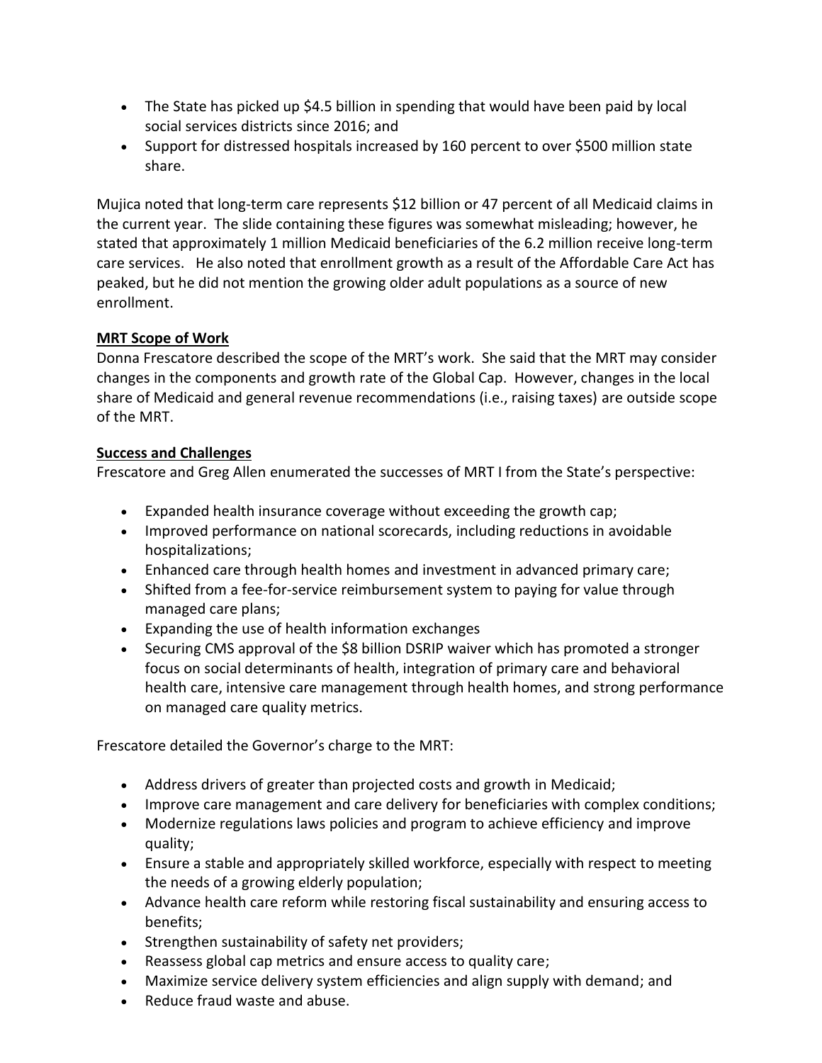- The State has picked up $4.5 billion in spending that would have been paid by local social services districts since 2016; and
- Support for distressed hospitals increased by 160 percent to over $500 million state share.

Mujica noted that long-term care represents $12 billion or 47 percent of all Medicaid claims in the current year. The slide containing these figures was somewhat misleading; however, he stated that approximately 1 million Medicaid beneficiaries of the 6.2 million receive long-term care services. He also noted that enrollment growth as a result of the Affordable Care Act has peaked, but he did not mention the growing older adult populations as a source of new enrollment.

**MRT Scope of Work**

Donna Frescatore described the scope of the MRT's work. She said that the MRT may consider changes in the components and growth rate of the Global Cap. However, changes in the local share of Medicaid and general revenue recommendations (i.e., raising taxes) are outside scope of the MRT.

**Success and Challenges**

Frescatore and Greg Allen enumerated the successes of MRT I from the State's perspective:

- Expanded health insurance coverage without exceeding the growth cap;
- Improved performance on national scorecards, including reductions in avoidable hospitalizations;
- Enhanced care through health homes and investment in advanced primary care;
- Shifted from a fee-for-service reimbursement system to paying for value through managed care plans;
- Expanding the use of health information exchanges
- Securing CMS approval of the $8 billion DSRIP waiver which has promoted a stronger focus on social determinants of health, integration of primary care and behavioral health care, intensive care management through health homes, and strong performance on managed care quality metrics.

Frescatore detailed the Governor's charge to the MRT:

- Address drivers of greater than projected costs and growth in Medicaid;
- Improve care management and care delivery for beneficiaries with complex conditions;
- Modernize regulations laws policies and program to achieve efficiency and improve quality;
- Ensure a stable and appropriately skilled workforce, especially with respect to meeting the needs of a growing elderly population;
- Advance health care reform while restoring fiscal sustainability and ensuring access to benefits;
- Strengthen sustainability of safety net providers;
- Reassess global cap metrics and ensure access to quality care;
- Maximize service delivery system efficiencies and align supply with demand; and
- Reduce fraud waste and abuse.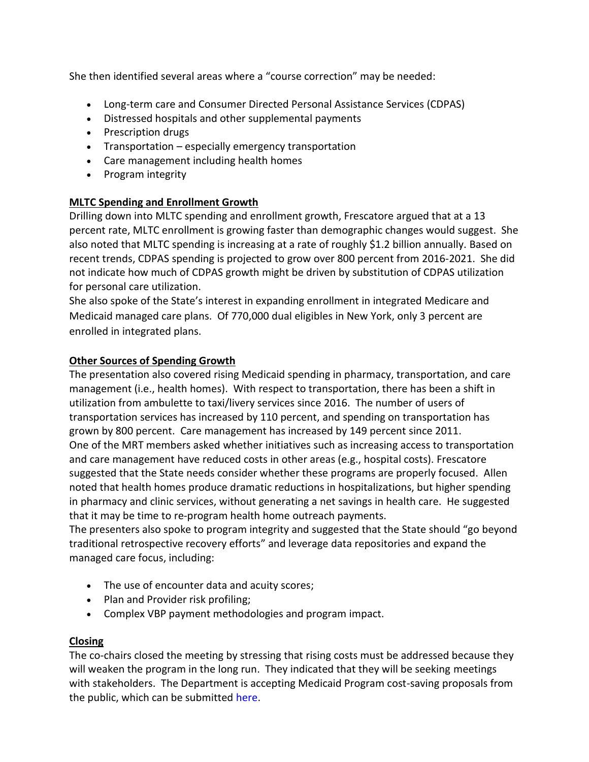She then identified several areas where a "course correction" may be needed:

- Long-term care and Consumer Directed Personal Assistance Services (CDPAS)
- Distressed hospitals and other supplemental payments
- Prescription drugs
- Transportation – especially emergency transportation
- Care management including health homes
- Program integrity

**MLTC Spending and Enrollment Growth**

Drilling down into MLTC spending and enrollment growth, Frescatore argued that at a 13 percent rate, MLTC enrollment is growing faster than demographic changes would suggest. She also noted that MLTC spending is increasing at a rate of roughly $1.2 billion annually. Based on recent trends, CDPAS spending is projected to grow over 800 percent from 2016-2021. She did not indicate how much of CDPAS growth might be driven by substitution of CDPAS utilization for personal care utilization.

She also spoke of the State's interest in expanding enrollment in integrated Medicare and Medicaid managed care plans. Of 770,000 dual eligibles in New York, only 3 percent are enrolled in integrated plans.

**Other Sources of Spending Growth**

The presentation also covered rising Medicaid spending in pharmacy, transportation, and care management (i.e., health homes). With respect to transportation, there has been a shift in utilization from ambulette to taxi/livery services since 2016. The number of users of transportation services has increased by 110 percent, and spending on transportation has grown by 800 percent. Care management has increased by 149 percent since 2011.

One of the MRT members asked whether initiatives such as increasing access to transportation and care management have reduced costs in other areas (e.g., hospital costs). Frescatore suggested that the State needs consider whether these programs are properly focused. Allen noted that health homes produce dramatic reductions in hospitalizations, but higher spending in pharmacy and clinic services, without generating a net savings in health care. He suggested that it may be time to re-program health home outreach payments.

The presenters also spoke to program integrity and suggested that the State should "go beyond traditional retrospective recovery efforts" and leverage data repositories and expand the managed care focus, including:

- The use of encounter data and acuity scores;
- Plan and Provider risk profiling;
- Complex VBP payment methodologies and program impact.

**Closing**

The co-chairs closed the meeting by stressing that rising costs must be addressed because they will weaken the program in the long run. They indicated that they will be seeking meetings with stakeholders. The Department is accepting Medicaid Program cost-saving proposals from the public, which can be submitted here.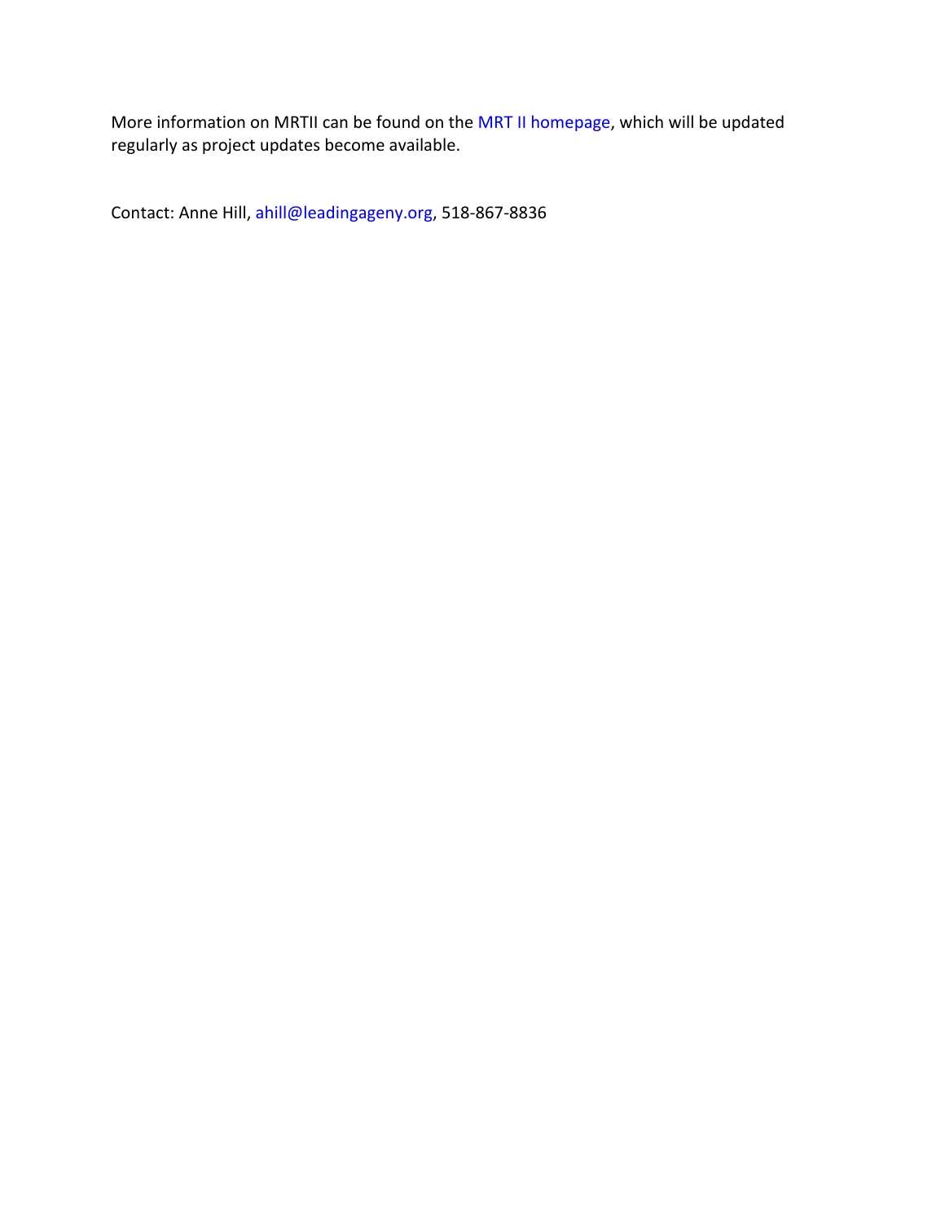More information on MRTII can be found on the MRT II homepage, which will be updated regularly as project updates become available.

Contact: Anne Hill, ahill@leadingageny.org, 518-867-8836